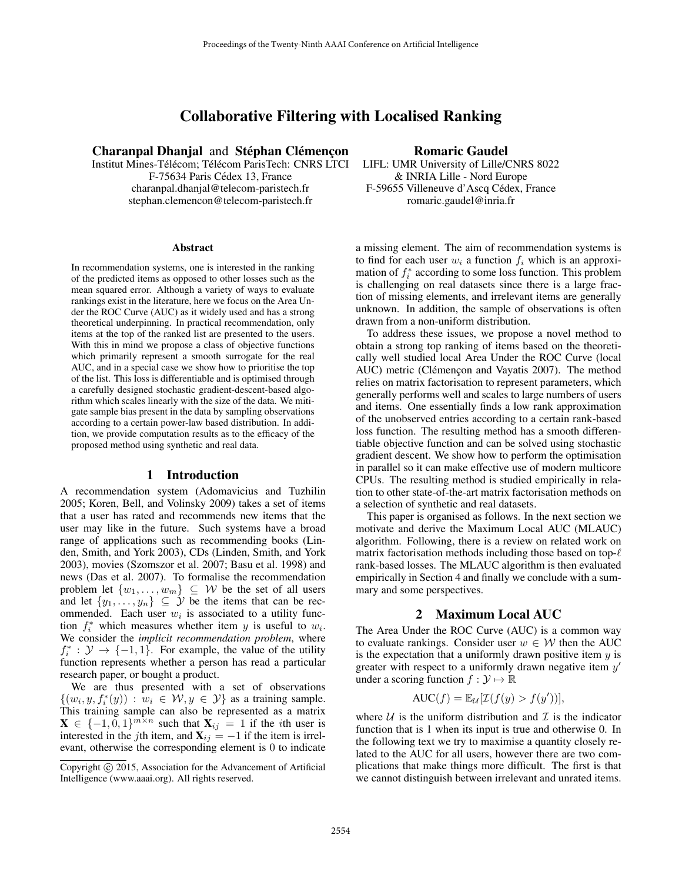# Collaborative Filtering with Localised Ranking

**Charanpal Dhanjal** and **Stéphan Clémençon**
Institut Mines-Télécom; Télécom ParisTech: CNRS LTCI
F-75634 Paris Cédex 13, France
charanpal.dhanjal@telecom-paristech.fr
stephan.clemencon@telecom-paristech.fr

**Romaric Gaudel**
LIFL: UMR University of Lille/CNRS 8022
& INRIA Lille - Nord Europe
F-59655 Villeneuve d'Ascq Cédex, France
romaric.gaudel@inria.fr

### Abstract

In recommendation systems, one is interested in the ranking of the predicted items as opposed to other losses such as the mean squared error. Although a variety of ways to evaluate rankings exist in the literature, here we focus on the Area Under the ROC Curve (AUC) as it widely used and has a strong theoretical underpinning. In practical recommendation, only items at the top of the ranked list are presented to the users. With this in mind we propose a class of objective functions which primarily represent a smooth surrogate for the real AUC, and in a special case we show how to prioritise the top of the list. This loss is differentiable and is optimised through a carefully designed stochastic gradient-descent-based algorithm which scales linearly with the size of the data. We mitigate sample bias present in the data by sampling observations according to a certain power-law based distribution. In addition, we provide computation results as to the efficacy of the proposed method using synthetic and real data.

## 1 Introduction

A recommendation system (Adomavicius and Tuzhilin 2005; Koren, Bell, and Volinsky 2009) takes a set of items that a user has rated and recommends new items that the user may like in the future. Such systems have a broad range of applications such as recommending books (Linden, Smith, and York 2003), CDs (Linden, Smith, and York 2003), movies (Szomszor et al. 2007; Basu et al. 1998) and news (Das et al. 2007). To formalise the recommendation problem let $\{w_1, \ldots, w_m\} \subseteq \mathcal{W}$ be the set of all users and let $\{y_1, \ldots, y_n\} \subseteq \mathcal{Y}$ be the items that can be recommended. Each user $w_i$ is associated to a utility function $f_i^*$ which measures whether item $y$ is useful to $w_i$. We consider the *implicit recommendation problem*, where $f_i^* : \mathcal{Y} \rightarrow \{-1, 1\}$. For example, the value of the utility function represents whether a person has read a particular research paper, or bought a product.

We are thus presented with a set of observations $\{(w_i, y, f_i^*(y)) : w_i \in \mathcal{W}, y \in \mathcal{Y}\}$ as a training sample. This training sample can also be represented as a matrix $\mathbf{X} \in \{-1, 0, 1\}^{m \times n}$ such that $\mathbf{X}_{ij} = 1$ if the $i$th user is interested in the $j$th item, and $\mathbf{X}_{ij} = -1$ if the item is irrelevant, otherwise the corresponding element is 0 to indicate a missing element. The aim of recommendation systems is to find for each user $w_i$ a function $f_i$ which is an approximation of $f_i^*$ according to some loss function. This problem is challenging on real datasets since there is a large fraction of missing elements, and irrelevant items are generally unknown. In addition, the sample of observations is often drawn from a non-uniform distribution.

To address these issues, we propose a novel method to obtain a strong top ranking of items based on the theoretically well studied local Area Under the ROC Curve (local AUC) metric (Clémençon and Vayatis 2007). The method relies on matrix factorisation to represent parameters, which generally performs well and scales to large numbers of users and items. One essentially finds a low rank approximation of the unobserved entries according to a certain rank-based loss function. The resulting method has a smooth differentiable objective function and can be solved using stochastic gradient descent. We show how to perform the optimisation in parallel so it can make effective use of modern multicore CPUs. The resulting method is studied empirically in relation to other state-of-the-art matrix factorisation methods on a selection of synthetic and real datasets.

This paper is organised as follows. In the next section we motivate and derive the Maximum Local AUC (MLAUC) algorithm. Following, there is a review on related work on matrix factorisation methods including those based on top-$\ell$ rank-based losses. The MLAUC algorithm is then evaluated empirically in Section 4 and finally we conclude with a summary and some perspectives.

## 2 Maximum Local AUC

The Area Under the ROC Curve (AUC) is a common way to evaluate rankings. Consider user $w \in \mathcal{W}$ then the AUC is the expectation that a uniformly drawn positive item $y$ is greater with respect to a uniformly drawn negative item $y'$ under a scoring function $f : \mathcal{Y} \mapsto \mathbb{R}$

$$\mathrm{AUC}(f) = \mathbb{E}_{\mathcal{U}}[\mathcal{I}(f(y) > f(y'))],$$

where $\mathcal{U}$ is the uniform distribution and $\mathcal{I}$ is the indicator function that is 1 when its input is true and otherwise 0. In the following text we try to maximise a quantity closely related to the AUC for all users, however there are two complications that make things more difficult. The first is that we cannot distinguish between irrelevant and unrated items.

Copyright © 2015, Association for the Advancement of Artificial Intelligence (www.aaai.org). All rights reserved.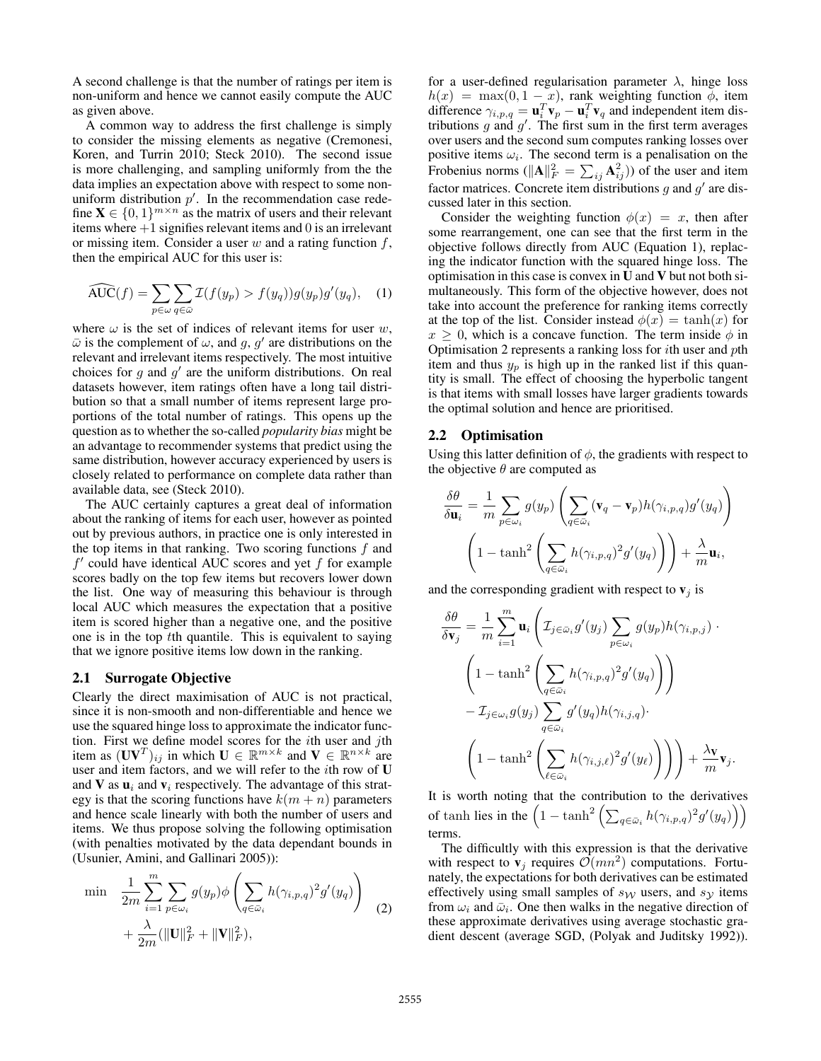A second challenge is that the number of ratings per item is non-uniform and hence we cannot easily compute the AUC as given above.

A common way to address the first challenge is simply to consider the missing elements as negative (Cremonesi, Koren, and Turrin 2010; Steck 2010). The second issue is more challenging, and sampling uniformly from the the data implies an expectation above with respect to some non-uniform distribution $p'$. In the recommendation case redefine $\mathbf{X} \in \{0,1\}^{m \times n}$ as the matrix of users and their relevant items where $+1$ signifies relevant items and 0 is an irrelevant or missing item. Consider a user $w$ and a rating function $f$, then the empirical AUC for this user is:

$$\widehat{\text{AUC}}(f) = \sum_{p \in \omega} \sum_{q \in \bar{\omega}} \mathcal{I}(f(y_p) > f(y_q)) g(y_p) g'(y_q), \quad (1)$$

where $\omega$ is the set of indices of relevant items for user $w$, $\bar{\omega}$ is the complement of $\omega$, and $g$, $g'$ are distributions on the relevant and irrelevant items respectively. The most intuitive choices for $g$ and $g'$ are the uniform distributions. On real datasets however, item ratings often have a long tail distribution so that a small number of items represent large proportions of the total number of ratings. This opens up the question as to whether the so-called *popularity bias* might be an advantage to recommender systems that predict using the same distribution, however accuracy experienced by users is closely related to performance on complete data rather than available data, see (Steck 2010).

The AUC certainly captures a great deal of information about the ranking of items for each user, however as pointed out by previous authors, in practice one is only interested in the top items in that ranking. Two scoring functions $f$ and $f'$ could have identical AUC scores and yet $f$ for example scores badly on the top few items but recovers lower down the list. One way of measuring this behaviour is through local AUC which measures the expectation that a positive item is scored higher than a negative one, and the positive one is in the top $t$th quantile. This is equivalent to saying that we ignore positive items low down in the ranking.

### 2.1 Surrogate Objective

Clearly the direct maximisation of AUC is not practical, since it is non-smooth and non-differentiable and hence we use the squared hinge loss to approximate the indicator function. First we define model scores for the $i$th user and $j$th item as $(\mathbf{U}\mathbf{V}^T)_{ij}$ in which $\mathbf{U} \in \mathbb{R}^{m \times k}$ and $\mathbf{V} \in \mathbb{R}^{n \times k}$ are user and item factors, and we will refer to the $i$th row of $\mathbf{U}$ and $\mathbf{V}$ as $\mathbf{u}_i$ and $\mathbf{v}_i$ respectively. The advantage of this strategy is that the scoring functions have $k(m+n)$ parameters and hence scale linearly with both the number of users and items. We thus propose solving the following optimisation (with penalties motivated by the data dependant bounds in (Usunier, Amini, and Gallinari 2005)):

$$\begin{aligned} \min \quad & \frac{1}{2m} \sum_{i=1}^{m} \sum_{p \in \omega_i} g(y_p) \phi \left( \sum_{q \in \bar{\omega}_i} h(\gamma_{i,p,q})^2 g'(y_q) \right) \\ & + \frac{\lambda}{2m} (\|\mathbf{U}\|_F^2 + \|\mathbf{V}\|_F^2), \end{aligned} \quad (2)$$

for a user-defined regularisation parameter $\lambda$, hinge loss $h(x) = \max(0, 1-x)$, rank weighting function $\phi$, item difference $\gamma_{i,p,q} = \mathbf{u}_i^T \mathbf{v}_p - \mathbf{u}_i^T \mathbf{v}_q$ and independent item distributions $g$ and $g'$. The first sum in the first term averages over users and the second sum computes ranking losses over positive items $\omega_i$. The second term is a penalisation on the Frobenius norms ($\|\mathbf{A}\|_F^2 = \sum_{ij} \mathbf{A}_{ij}^2$) of the user and item factor matrices. Concrete item distributions $g$ and $g'$ are discussed later in this section.

Consider the weighting function $\phi(x) = x$, then after some rearrangement, one can see that the first term in the objective follows directly from AUC (Equation 1), replacing the indicator function with the squared hinge loss. The optimisation in this case is convex in $\mathbf{U}$ and $\mathbf{V}$ but not both simultaneously. This form of the objective however, does not take into account the preference for ranking items correctly at the top of the list. Consider instead $\phi(x) = \tanh(x)$ for $x \geq 0$, which is a concave function. The term inside $\phi$ in Optimisation 2 represents a ranking loss for $i$th user and $p$th item and thus $y_p$ is high up in the ranked list if this quantity is small. The effect of choosing the hyperbolic tangent is that items with small losses have larger gradients towards the optimal solution and hence are prioritised.

### 2.2 Optimisation

Using this latter definition of $\phi$, the gradients with respect to the objective $\theta$ are computed as

$$\begin{aligned} \frac{\delta \theta}{\delta \mathbf{u}_i} = & \frac{1}{m} \sum_{p \in \omega_i} g(y_p) \left( \sum_{q \in \bar{\omega}_i} (\mathbf{v}_q - \mathbf{v}_p) h(\gamma_{i,p,q}) g'(y_q) \right) \\ & \left( 1 - \tanh^2 \left( \sum_{q \in \bar{\omega}_i} h(\gamma_{i,p,q})^2 g'(y_q) \right) \right) + \frac{\lambda}{m} \mathbf{u}_i, \end{aligned}$$

and the corresponding gradient with respect to $\mathbf{v}_j$ is

$$\begin{aligned} \frac{\delta \theta}{\delta \mathbf{v}_j} = & \frac{1}{m} \sum_{i=1}^{m} \mathbf{u}_i \left( \mathcal{I}_{j \in \bar{\omega}_i} g'(y_j) \sum_{p \in \omega_i} g(y_p) h(\gamma_{i,p,j}) \cdot \right. \\ & \left( 1 - \tanh^2 \left( \sum_{q \in \bar{\omega}_i} h(\gamma_{i,p,q})^2 g'(y_q) \right) \right) \\ & - \mathcal{I}_{j \in \omega_i} g(y_j) \sum_{q \in \bar{\omega}_i} g'(y_q) h(\gamma_{i,j,q}) \cdot \\ & \left. \left( 1 - \tanh^2 \left( \sum_{\ell \in \bar{\omega}_i} h(\gamma_{i,j,\ell})^2 g'(y_\ell) \right) \right) \right) + \frac{\lambda \mathbf{v}}{m} \mathbf{v}_j. \end{aligned}$$

It is worth noting that the contribution to the derivatives of tanh lies in the $\left( 1 - \tanh^2 \left( \sum_{q \in \bar{\omega}_i} h(\gamma_{i,p,q})^2 g'(y_q) \right) \right)$ terms.

The difficultly with this expression is that the derivative with respect to $\mathbf{v}_j$ requires $\mathcal{O}(mn^2)$ computations. Fortunately, the expectations for both derivatives can be estimated effectively using small samples of $s_{\mathcal{W}}$ users, and $s_{\mathcal{Y}}$ items from $\omega_i$ and $\bar{\omega}_i$. One then walks in the negative direction of these approximate derivatives using average stochastic gradient descent (average SGD, (Polyak and Juditsky 1992)).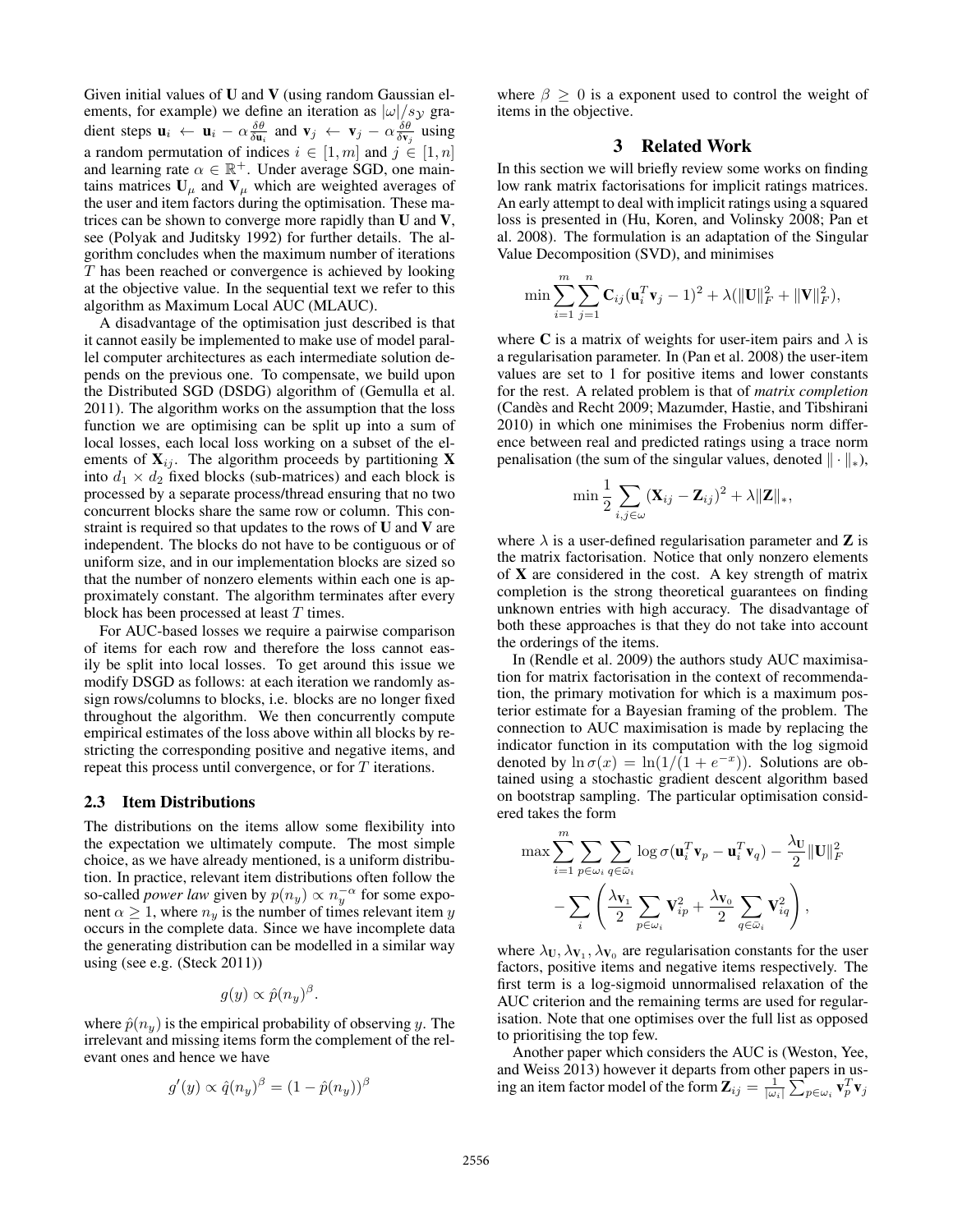Given initial values of $\mathbf{U}$ and $\mathbf{V}$ (using random Gaussian elements, for example) we define an iteration as $|\omega|/s_{\mathcal{Y}}$ gradient steps $\mathbf{u}_i \leftarrow \mathbf{u}_i - \alpha \frac{\delta \theta}{\delta \mathbf{u}_i}$ and $\mathbf{v}_j \leftarrow \mathbf{v}_j - \alpha \frac{\delta \theta}{\delta \mathbf{v}_j}$ using a random permutation of indices $i \in [1, m]$ and $j \in [1, n]$ and learning rate $\alpha \in \mathbb{R}^+$. Under average SGD, one maintains matrices $\mathbf{U}_\mu$ and $\mathbf{V}_\mu$ which are weighted averages of the user and item factors during the optimisation. These matrices can be shown to converge more rapidly than $\mathbf{U}$ and $\mathbf{V}$, see (Polyak and Juditsky 1992) for further details. The algorithm concludes when the maximum number of iterations $T$ has been reached or convergence is achieved by looking at the objective value. In the sequential text we refer to this algorithm as Maximum Local AUC (MLAUC).

A disadvantage of the optimisation just described is that it cannot easily be implemented to make use of model parallel computer architectures as each intermediate solution depends on the previous one. To compensate, we build upon the Distributed SGD (DSDG) algorithm of (Gemulla et al. 2011). The algorithm works on the assumption that the loss function we are optimising can be split up into a sum of local losses, each local loss working on a subset of the elements of $\mathbf{X}_{ij}$. The algorithm proceeds by partitioning $\mathbf{X}$ into $d_1 \times d_2$ fixed blocks (sub-matrices) and each block is processed by a separate process/thread ensuring that no two concurrent blocks share the same row or column. This constraint is required so that updates to the rows of $\mathbf{U}$ and $\mathbf{V}$ are independent. The blocks do not have to be contiguous or of uniform size, and in our implementation blocks are sized so that the number of nonzero elements within each one is approximately constant. The algorithm terminates after every block has been processed at least $T$ times.

For AUC-based losses we require a pairwise comparison of items for each row and therefore the loss cannot easily be split into local losses. To get around this issue we modify DSGD as follows: at each iteration we randomly assign rows/columns to blocks, i.e. blocks are no longer fixed throughout the algorithm. We then concurrently compute empirical estimates of the loss above within all blocks by restricting the corresponding positive and negative items, and repeat this process until convergence, or for $T$ iterations.

### 2.3 Item Distributions

The distributions on the items allow some flexibility into the expectation we ultimately compute. The most simple choice, as we have already mentioned, is a uniform distribution. In practice, relevant item distributions often follow the so-called *power law* given by $p(n_y) \propto n_y^{-\alpha}$ for some exponent $\alpha \geq 1$, where $n_y$ is the number of times relevant item $y$ occurs in the complete data. Since we have incomplete data the generating distribution can be modelled in a similar way using (see e.g. (Steck 2011))

$$g(y) \propto \hat{p}(n_y)^\beta.$$

where $\hat{p}(n_y)$ is the empirical probability of observing $y$. The irrelevant and missing items form the complement of the relevant ones and hence we have

$$g'(y) \propto \hat{q}(n_y)^\beta = (1 - \hat{p}(n_y))^\beta$$

where $\beta \geq 0$ is a exponent used to control the weight of items in the objective.

## 3 Related Work

In this section we will briefly review some works on finding low rank matrix factorisations for implicit ratings matrices. An early attempt to deal with implicit ratings using a squared loss is presented in (Hu, Koren, and Volinsky 2008; Pan et al. 2008). The formulation is an adaptation of the Singular Value Decomposition (SVD), and minimises

$$\min \sum_{i=1}^{m} \sum_{j=1}^{n} \mathbf{C}_{ij} (\mathbf{u}_i^T \mathbf{v}_j - 1)^2 + \lambda (\|\mathbf{U}\|_F^2 + \|\mathbf{V}\|_F^2),$$

where $\mathbf{C}$ is a matrix of weights for user-item pairs and $\lambda$ is a regularisation parameter. In (Pan et al. 2008) the user-item values are set to 1 for positive items and lower constants for the rest. A related problem is that of *matrix completion* (Candès and Recht 2009; Mazumder, Hastie, and Tibshirani 2010) in which one minimises the Frobenius norm difference between real and predicted ratings using a trace norm penalisation (the sum of the singular values, denoted $\| \cdot \|_*$),

$$\min \frac{1}{2} \sum_{i,j \in \omega} (\mathbf{X}_{ij} - \mathbf{Z}_{ij})^2 + \lambda \|\mathbf{Z}\|_*,$$

where $\lambda$ is a user-defined regularisation parameter and $\mathbf{Z}$ is the matrix factorisation. Notice that only nonzero elements of $\mathbf{X}$ are considered in the cost. A key strength of matrix completion is the strong theoretical guarantees on finding unknown entries with high accuracy. The disadvantage of both these approaches is that they do not take into account the orderings of the items.

In (Rendle et al. 2009) the authors study AUC maximisation for matrix factorisation in the context of recommendation, the primary motivation for which is a maximum posterior estimate for a Bayesian framing of the problem. The connection to AUC maximisation is made by replacing the indicator function in its computation with the log sigmoid denoted by $\ln \sigma(x) = \ln(1/(1 + e^{-x}))$. Solutions are obtained using a stochastic gradient descent algorithm based on bootstrap sampling. The particular optimisation considered takes the form

$$\max \sum_{i=1}^{m} \sum_{p \in \omega_i} \sum_{q \in \bar{\omega}_i} \log \sigma(\mathbf{u}_i^T \mathbf{v}_p - \mathbf{u}_i^T \mathbf{v}_q) - \frac{\lambda_{\mathbf{U}}}{2} \|\mathbf{U}\|_F^2 - \sum_i \left( \frac{\lambda_{\mathbf{V}_1}}{2} \sum_{p \in \omega_i} \mathbf{V}_{ip}^2 + \frac{\lambda_{\mathbf{V}_0}}{2} \sum_{q \in \bar{\omega}_i} \mathbf{V}_{iq}^2 \right),$$

where $\lambda_{\mathbf{U}}, \lambda_{\mathbf{V}_1}, \lambda_{\mathbf{V}_0}$ are regularisation constants for the user factors, positive items and negative items respectively. The first term is a log-sigmoid unnormalised relaxation of the AUC criterion and the remaining terms are used for regularisation. Note that one optimises over the full list as opposed to prioritising the top few.

Another paper which considers the AUC is (Weston, Yee, and Weiss 2013) however it departs from other papers in using an item factor model of the form $\mathbf{Z}_{ij} = \frac{1}{|\omega_i|} \sum_{p \in \omega_i} \mathbf{v}_p^T \mathbf{v}_j$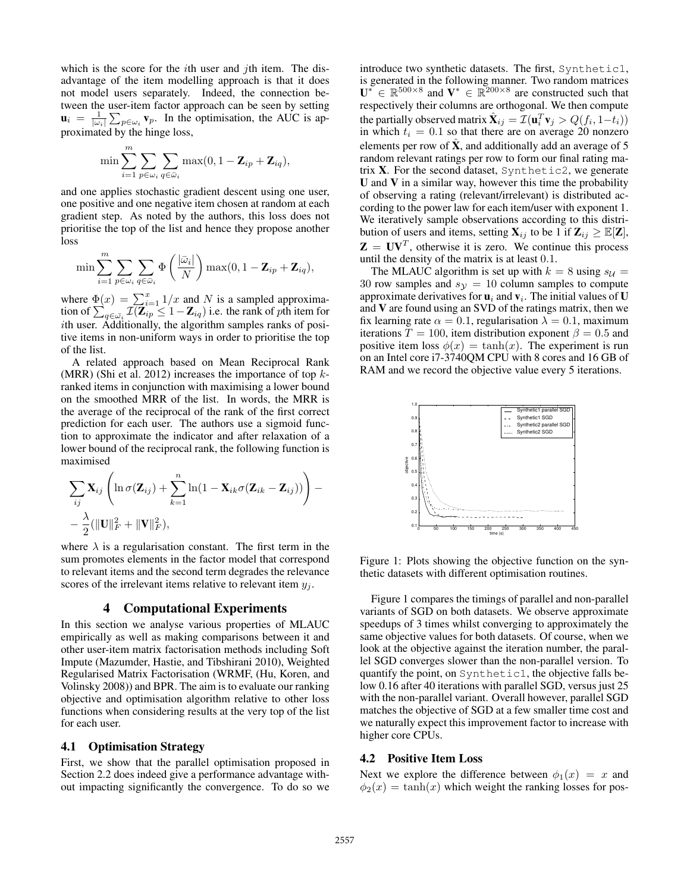which is the score for the $i$th user and $j$th item. The disadvantage of the item modelling approach is that it does not model users separately. Indeed, the connection between the user-item factor approach can be seen by setting $\mathbf{u}_i = \frac{1}{|\omega_i|}\sum_{p\in\omega_i} \mathbf{v}_p$. In the optimisation, the AUC is approximated by the hinge loss,

$$\min \sum_{i=1}^{m} \sum_{p\in\omega_i} \sum_{q\in\bar{\omega}_i} \max(0, 1 - \mathbf{Z}_{ip} + \mathbf{Z}_{iq}),$$

and one applies stochastic gradient descent using one user, one positive and one negative item chosen at random at each gradient step. As noted by the authors, this loss does not prioritise the top of the list and hence they propose another loss

$$\min \sum_{i=1}^{m} \sum_{p\in\omega_i} \sum_{q\in\bar{\omega}_i} \Phi\left(\frac{|\bar{\omega}_i|}{N}\right) \max(0, 1 - \mathbf{Z}_{ip} + \mathbf{Z}_{iq}),$$

where $\Phi(x) = \sum_{i=1}^{x} 1/x$ and $N$ is a sampled approximation of $\sum_{q\in\bar{\omega}_i} \mathcal{I}(\mathbf{Z}_{ip} \leq 1 - \mathbf{Z}_{iq})$ i.e. the rank of $p$th item for $i$th user. Additionally, the algorithm samples ranks of positive items in non-uniform ways in order to prioritise the top of the list.

A related approach based on Mean Reciprocal Rank (MRR) (Shi et al. 2012) increases the importance of top $k$-ranked items in conjunction with maximising a lower bound on the smoothed MRR of the list. In words, the MRR is the average of the reciprocal of the rank of the first correct prediction for each user. The authors use a sigmoid function to approximate the indicator and after relaxation of a lower bound of the reciprocal rank, the following function is maximised

$$\sum_{ij} \mathbf{X}_{ij}\left(\ln \sigma(\mathbf{Z}_{ij}) + \sum_{k=1}^{n} \ln(1 - \mathbf{X}_{ik}\sigma(\mathbf{Z}_{ik} - \mathbf{Z}_{ij}))\right) - \\ - \frac{\lambda}{2}(\|\mathbf{U}\|_F^2 + \|\mathbf{V}\|_F^2),$$

where $\lambda$ is a regularisation constant. The first term in the sum promotes elements in the factor model that correspond to relevant items and the second term degrades the relevance scores of the irrelevant items relative to relevant item $y_j$.

## 4 Computational Experiments

In this section we analyse various properties of MLAUC empirically as well as making comparisons between it and other user-item matrix factorisation methods including Soft Impute (Mazumder, Hastie, and Tibshirani 2010), Weighted Regularised Matrix Factorisation (WRMF, (Hu, Koren, and Volinsky 2008)) and BPR. The aim is to evaluate our ranking objective and optimisation algorithm relative to other loss functions when considering results at the very top of the list for each user.

### 4.1 Optimisation Strategy

First, we show that the parallel optimisation proposed in Section 2.2 does indeed give a performance advantage without impacting significantly the convergence. To do so we introduce two synthetic datasets. The first, Synthetic1, is generated in the following manner. Two random matrices $\mathbf{U}^* \in \mathbb{R}^{500\times 8}$ and $\mathbf{V}^* \in \mathbb{R}^{200\times 8}$ are constructed such that respectively their columns are orthogonal. We then compute the partially observed matrix $\hat{\mathbf{X}}_{ij} = \mathcal{I}(\mathbf{u}_i^T\mathbf{v}_j > Q(f_i, 1-t_i))$ in which $t_i = 0.1$ so that there are on average 20 nonzero elements per row of $\hat{\mathbf{X}}$, and additionally add an average of 5 random relevant ratings per row to form our final rating matrix $\mathbf{X}$. For the second dataset, Synthetic2, we generate $\mathbf{U}$ and $\mathbf{V}$ in a similar way, however this time the probability of observing a rating (relevant/irrelevant) is distributed according to the power law for each item/user with exponent 1. We iteratively sample observations according to this distribution of users and items, setting $\mathbf{X}_{ij}$ to be 1 if $\mathbf{Z}_{ij} \geq \mathbb{E}[\mathbf{Z}]$, $\mathbf{Z} = \mathbf{U}\mathbf{V}^T$, otherwise it is zero. We continue this process until the density of the matrix is at least 0.1.

The MLAUC algorithm is set up with $k = 8$ using $s_{\mathcal{U}} = 30$ row samples and $s_{\mathcal{Y}} = 10$ column samples to compute approximate derivatives for $\mathbf{u}_i$ and $\mathbf{v}_i$. The initial values of $\mathbf{U}$ and $\mathbf{V}$ are found using an SVD of the ratings matrix, then we fix learning rate $\alpha = 0.1$, regularisation $\lambda = 0.1$, maximum iterations $T = 100$, item distribution exponent $\beta = 0.5$ and positive item loss $\phi(x) = \tanh(x)$. The experiment is run on an Intel core i7-3740QM CPU with 8 cores and 16 GB of RAM and we record the objective value every 5 iterations.

Figure 1: Plots showing the objective function on the synthetic datasets with different optimisation routines.

Figure 1 compares the timings of parallel and non-parallel variants of SGD on both datasets. We observe approximate speedups of 3 times whilst converging to approximately the same objective values for both datasets. Of course, when we look at the objective against the iteration number, the parallel SGD converges slower than the non-parallel version. To quantify the point, on Synthetic1, the objective falls below 0.16 after 40 iterations with parallel SGD, versus just 25 with the non-parallel variant. Overall however, parallel SGD matches the objective of SGD at a few smaller time cost and we naturally expect this improvement factor to increase with higher core CPUs.

### 4.2 Positive Item Loss

Next we explore the difference between $\phi_1(x) = x$ and $\phi_2(x) = \tanh(x)$ which weight the ranking losses for pos-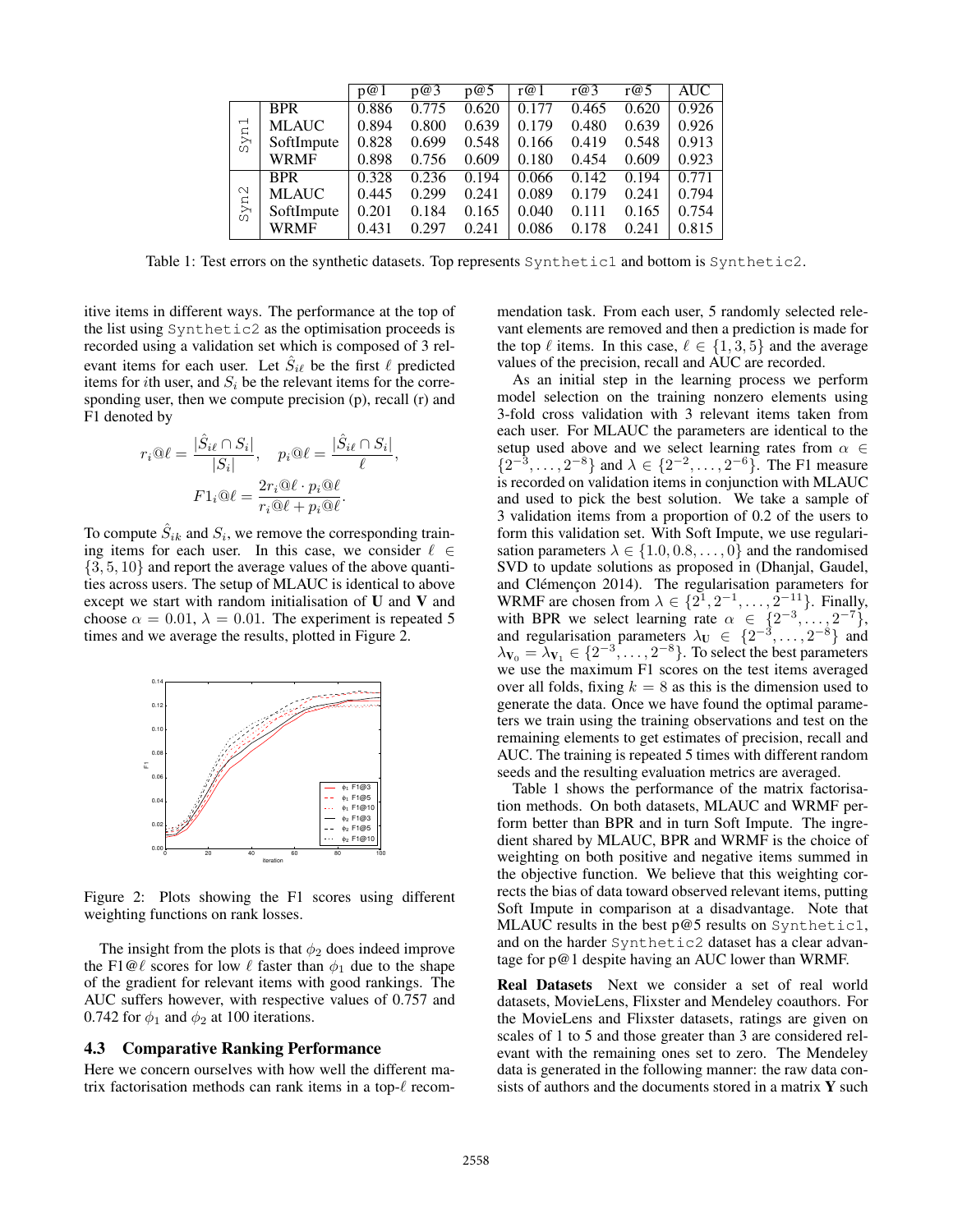| | | p@1 | p@3 | p@5 | r@1 | r@3 | r@5 | AUC |
|---|---|---|---|---|---|---|---|---|
| Syn1 | BPR | 0.886 | 0.775 | 0.620 | 0.177 | 0.465 | 0.620 | 0.926 |
| | MLAUC | 0.894 | 0.800 | 0.639 | 0.179 | 0.480 | 0.639 | 0.926 |
| | SoftImpute | 0.828 | 0.699 | 0.548 | 0.166 | 0.419 | 0.548 | 0.913 |
| | WRMF | 0.898 | 0.756 | 0.609 | 0.180 | 0.454 | 0.609 | 0.923 |
| Syn2 | BPR | 0.328 | 0.236 | 0.194 | 0.066 | 0.142 | 0.194 | 0.771 |
| | MLAUC | 0.445 | 0.299 | 0.241 | 0.089 | 0.179 | 0.241 | 0.794 |
| | SoftImpute | 0.201 | 0.184 | 0.165 | 0.040 | 0.111 | 0.165 | 0.754 |
| | WRMF | 0.431 | 0.297 | 0.241 | 0.086 | 0.178 | 0.241 | 0.815 |

Table 1: Test errors on the synthetic datasets. Top represents `Synthetic1` and bottom is `Synthetic2`.

itive items in different ways. The performance at the top of the list using `Synthetic2` as the optimisation proceeds is recorded using a validation set which is composed of 3 relevant items for each user. Let $\hat{S}_{i\ell}$ be the first $\ell$ predicted items for $i$th user, and $S_i$ be the relevant items for the corresponding user, then we compute precision (p), recall (r) and F1 denoted by

$$r_i@\ell = \frac{|\hat{S}_{i\ell} \cap S_i|}{|S_i|}, \quad p_i@\ell = \frac{|\hat{S}_{i\ell} \cap S_i|}{\ell},$$
$$F1_i@\ell = \frac{2 r_i@\ell \cdot p_i@\ell}{r_i@\ell + p_i@\ell}.$$

To compute $\hat{S}_{ik}$ and $S_i$, we remove the corresponding training items for each user. In this case, we consider $\ell \in \{3, 5, 10\}$ and report the average values of the above quantities across users. The setup of MLAUC is identical to above except we start with random initialisation of $\mathbf{U}$ and $\mathbf{V}$ and choose $\alpha = 0.01$, $\lambda = 0.01$. The experiment is repeated 5 times and we average the results, plotted in Figure 2.

Figure 2: Plots showing the F1 scores using different weighting functions on rank losses.

The insight from the plots is that $\phi_2$ does indeed improve the F1@$\ell$ scores for low $\ell$ faster than $\phi_1$ due to the shape of the gradient for relevant items with good rankings. The AUC suffers however, with respective values of 0.757 and 0.742 for $\phi_1$ and $\phi_2$ at 100 iterations.

### 4.3 Comparative Ranking Performance

Here we concern ourselves with how well the different matrix factorisation methods can rank items in a top-$\ell$ recommendation task. From each user, 5 randomly selected relevant elements are removed and then a prediction is made for the top $\ell$ items. In this case, $\ell \in \{1, 3, 5\}$ and the average values of the precision, recall and AUC are recorded.

As an initial step in the learning process we perform model selection on the training nonzero elements using 3-fold cross validation with 3 relevant items taken from each user. For MLAUC the parameters are identical to the setup used above and we select learning rates from $\alpha \in \{2^{-3}, \dots, 2^{-8}\}$ and $\lambda \in \{2^{-2}, \dots, 2^{-6}\}$. The F1 measure is recorded on validation items in conjunction with MLAUC and used to pick the best solution. We take a sample of 3 validation items from a proportion of 0.2 of the users to form this validation set. With Soft Impute, we use regularisation parameters $\lambda \in \{1.0, 0.8, \dots, 0\}$ and the randomised SVD to update solutions as proposed in (Dhanjal, Gaudel, and Clémençon 2014). The regularisation parameters for WRMF are chosen from $\lambda \in \{2^1, 2^{-1}, \dots, 2^{-11}\}$. Finally, with BPR we select learning rate $\alpha \in \{2^{-3}, \dots, 2^{-7}\}$, and regularisation parameters $\lambda_{\mathbf{U}} \in \{2^{-3}, \dots, 2^{-8}\}$ and $\lambda_{\mathbf{V}_0} = \lambda_{\mathbf{V}_1} \in \{2^{-3}, \dots, 2^{-8}\}$. To select the best parameters we use the maximum F1 scores on the test items averaged over all folds, fixing $k = 8$ as this is the dimension used to generate the data. Once we have found the optimal parameters we train using the training observations and test on the remaining elements to get estimates of precision, recall and AUC. The training is repeated 5 times with different random seeds and the resulting evaluation metrics are averaged.

Table 1 shows the performance of the matrix factorisation methods. On both datasets, MLAUC and WRMF perform better than BPR and in turn Soft Impute. The ingredient shared by MLAUC, BPR and WRMF is the choice of weighting on both positive and negative items summed in the objective function. We believe that this weighting corrects the bias of data toward observed relevant items, putting Soft Impute in comparison at a disadvantage. Note that MLAUC results in the best p@5 results on `Synthetic1`, and on the harder `Synthetic2` dataset has a clear advantage for p@1 despite having an AUC lower than WRMF.

**Real Datasets** Next we consider a set of real world datasets, MovieLens, Flixster and Mendeley coauthors. For the MovieLens and Flixster datasets, ratings are given on scales of 1 to 5 and those greater than 3 are considered relevant with the remaining ones set to zero. The Mendeley data is generated in the following manner: the raw data consists of authors and the documents stored in a matrix $\mathbf{Y}$ such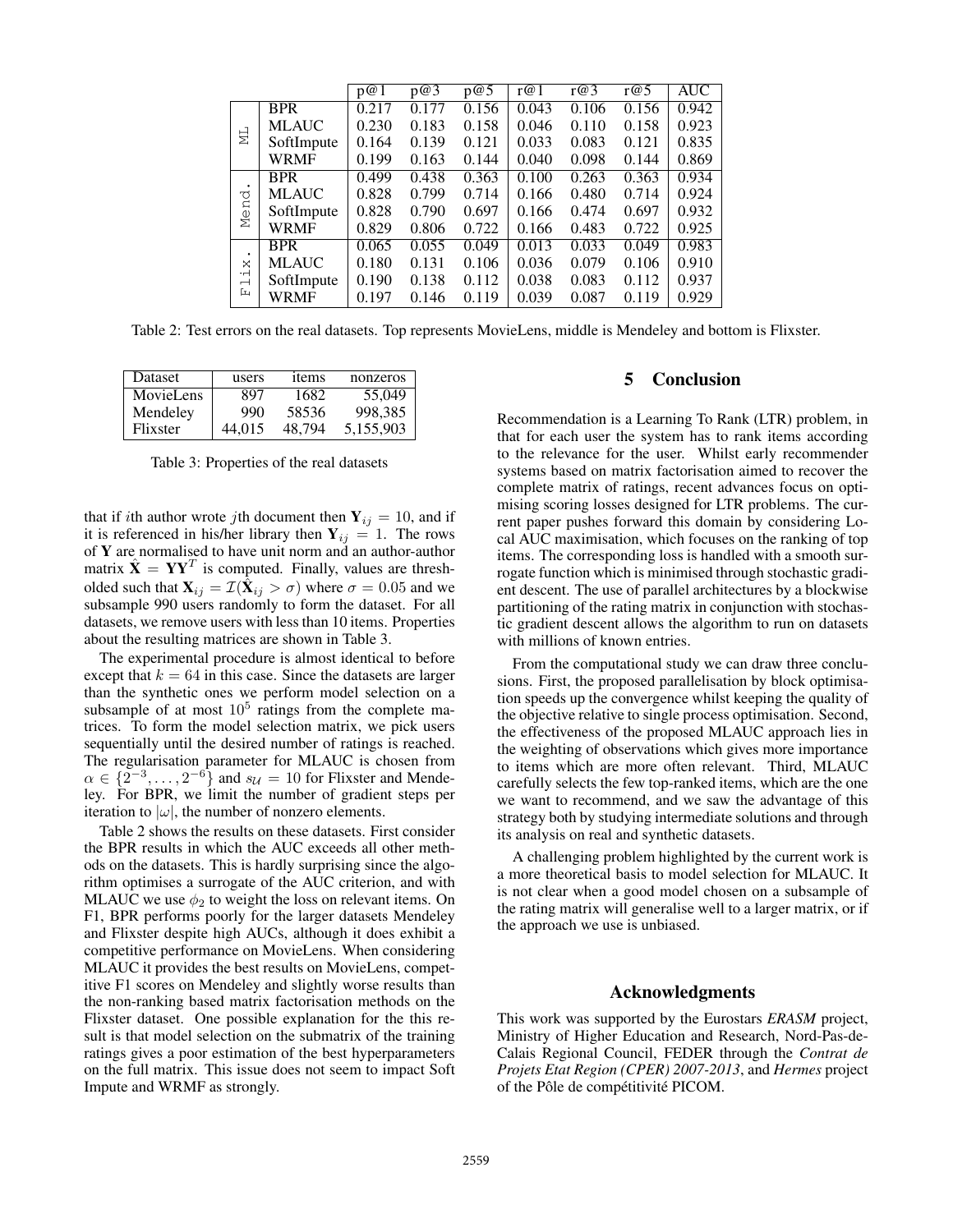|  |  | p@1 | p@3 | p@5 | r@1 | r@3 | r@5 | AUC |
|---|---|---|---|---|---|---|---|---|
| ML | BPR | 0.217 | 0.177 | 0.156 | 0.043 | 0.106 | 0.156 | 0.942 |
|  | MLAUC | 0.230 | 0.183 | 0.158 | 0.046 | 0.110 | 0.158 | 0.923 |
|  | SoftImpute | 0.164 | 0.139 | 0.121 | 0.033 | 0.083 | 0.121 | 0.835 |
|  | WRMF | 0.199 | 0.163 | 0.144 | 0.040 | 0.098 | 0.144 | 0.869 |
| Mend. | BPR | 0.499 | 0.438 | 0.363 | 0.100 | 0.263 | 0.363 | 0.934 |
|  | MLAUC | 0.828 | 0.799 | 0.714 | 0.166 | 0.480 | 0.714 | 0.924 |
|  | SoftImpute | 0.828 | 0.790 | 0.697 | 0.166 | 0.474 | 0.697 | 0.932 |
|  | WRMF | 0.829 | 0.806 | 0.722 | 0.166 | 0.483 | 0.722 | 0.925 |
| Flix. | BPR | 0.065 | 0.055 | 0.049 | 0.013 | 0.033 | 0.049 | 0.983 |
|  | MLAUC | 0.180 | 0.131 | 0.106 | 0.036 | 0.079 | 0.106 | 0.910 |
|  | SoftImpute | 0.190 | 0.138 | 0.112 | 0.038 | 0.083 | 0.112 | 0.937 |
|  | WRMF | 0.197 | 0.146 | 0.119 | 0.039 | 0.087 | 0.119 | 0.929 |

Table 2: Test errors on the real datasets. Top represents MovieLens, middle is Mendeley and bottom is Flixster.

| Dataset | users | items | nonzeros |
|---|---|---|---|
| MovieLens | 897 | 1682 | 55,049 |
| Mendeley | 990 | 58536 | 998,385 |
| Flixster | 44,015 | 48,794 | 5,155,903 |

Table 3: Properties of the real datasets

that if $i$th author wrote $j$th document then $\mathbf{Y}_{ij} = 10$, and if it is referenced in his/her library then $\mathbf{Y}_{ij} = 1$. The rows of $\mathbf{Y}$ are normalised to have unit norm and an author-author matrix $\hat{\mathbf{X}} = \mathbf{Y}\mathbf{Y}^T$ is computed. Finally, values are thresholded such that $\mathbf{X}_{ij} = \mathcal{I}(\hat{\mathbf{X}}_{ij} > \sigma)$ where $\sigma = 0.05$ and we subsample 990 users randomly to form the dataset. For all datasets, we remove users with less than 10 items. Properties about the resulting matrices are shown in Table 3.

The experimental procedure is almost identical to before except that $k = 64$ in this case. Since the datasets are larger than the synthetic ones we perform model selection on a subsample of at most $10^5$ ratings from the complete matrices. To form the model selection matrix, we pick users sequentially until the desired number of ratings is reached. The regularisation parameter for MLAUC is chosen from $\alpha \in \{2^{-3}, \dots, 2^{-6}\}$ and $s_{\mathcal{U}} = 10$ for Flixster and Mendeley. For BPR, we limit the number of gradient steps per iteration to $|\omega|$, the number of nonzero elements.

Table 2 shows the results on these datasets. First consider the BPR results in which the AUC exceeds all other methods on the datasets. This is hardly surprising since the algorithm optimises a surrogate of the AUC criterion, and with MLAUC we use $\phi_2$ to weight the loss on relevant items. On F1, BPR performs poorly for the larger datasets Mendeley and Flixster despite high AUCs, although it does exhibit a competitive performance on MovieLens. When considering MLAUC it provides the best results on MovieLens, competitive F1 scores on Mendeley and slightly worse results than the non-ranking based matrix factorisation methods on the Flixster dataset. One possible explanation for the this result is that model selection on the submatrix of the training ratings gives a poor estimation of the best hyperparameters on the full matrix. This issue does not seem to impact Soft Impute and WRMF as strongly.

## 5 Conclusion

Recommendation is a Learning To Rank (LTR) problem, in that for each user the system has to rank items according to the relevance for the user. Whilst early recommender systems based on matrix factorisation aimed to recover the complete matrix of ratings, recent advances focus on optimising scoring losses designed for LTR problems. The current paper pushes forward this domain by considering Local AUC maximisation, which focuses on the ranking of top items. The corresponding loss is handled with a smooth surrogate function which is minimised through stochastic gradient descent. The use of parallel architectures by a blockwise partitioning of the rating matrix in conjunction with stochastic gradient descent allows the algorithm to run on datasets with millions of known entries.

From the computational study we can draw three conclusions. First, the proposed parallelisation by block optimisation speeds up the convergence whilst keeping the quality of the objective relative to single process optimisation. Second, the effectiveness of the proposed MLAUC approach lies in the weighting of observations which gives more importance to items which are more often relevant. Third, MLAUC carefully selects the few top-ranked items, which are the one we want to recommend, and we saw the advantage of this strategy both by studying intermediate solutions and through its analysis on real and synthetic datasets.

A challenging problem highlighted by the current work is a more theoretical basis to model selection for MLAUC. It is not clear when a good model chosen on a subsample of the rating matrix will generalise well to a larger matrix, or if the approach we use is unbiased.

## Acknowledgments

This work was supported by the Eurostars *ERASM* project, Ministry of Higher Education and Research, Nord-Pas-de-Calais Regional Council, FEDER through the *Contrat de Projets Etat Region (CPER) 2007-2013*, and *Hermes* project of the Pôle de compétitivité PICOM.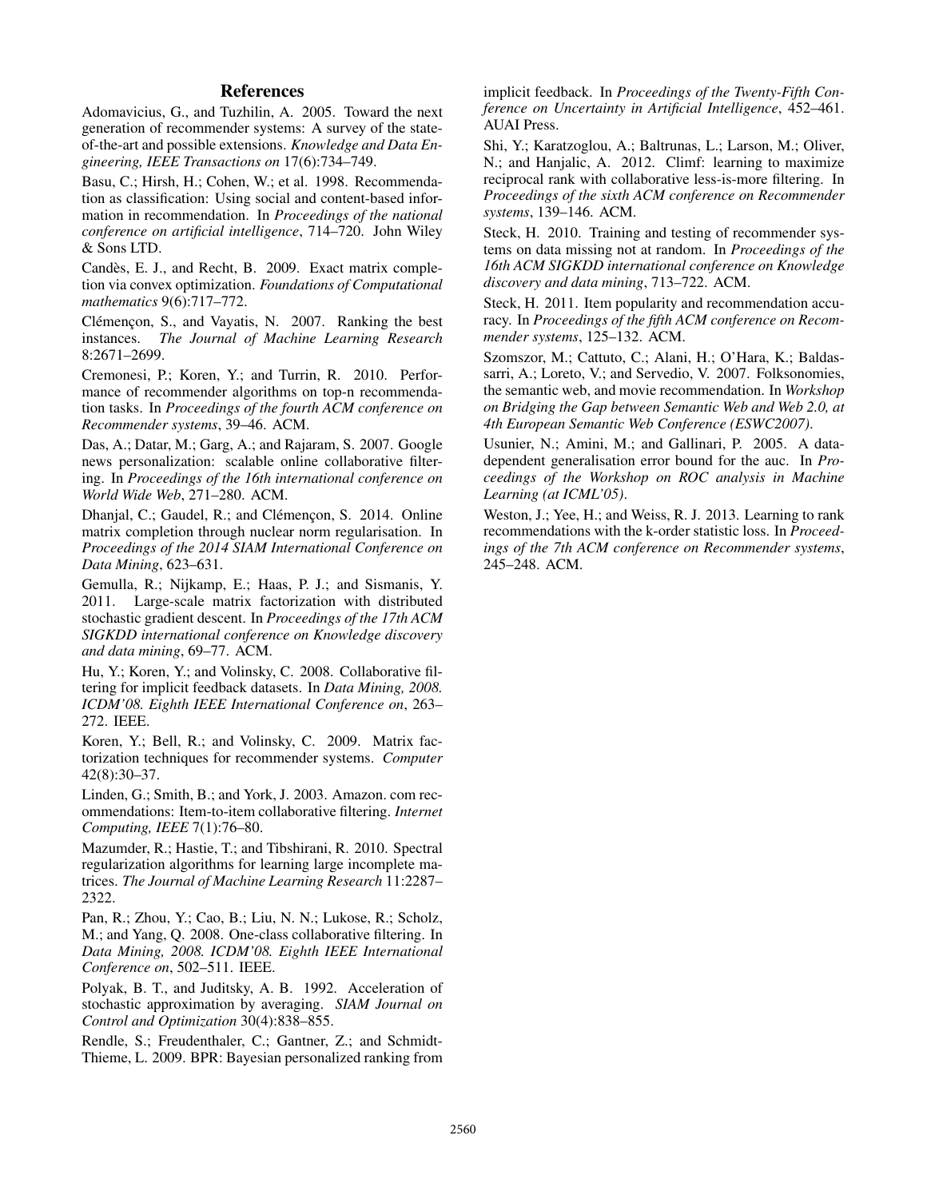## References

Adomavicius, G., and Tuzhilin, A. 2005. Toward the next generation of recommender systems: A survey of the state-of-the-art and possible extensions. *Knowledge and Data Engineering, IEEE Transactions on* 17(6):734–749.

Basu, C.; Hirsh, H.; Cohen, W.; et al. 1998. Recommendation as classification: Using social and content-based information in recommendation. In *Proceedings of the national conference on artificial intelligence*, 714–720. John Wiley & Sons LTD.

Candès, E. J., and Recht, B. 2009. Exact matrix completion via convex optimization. *Foundations of Computational mathematics* 9(6):717–772.

Clémençon, S., and Vayatis, N. 2007. Ranking the best instances. *The Journal of Machine Learning Research* 8:2671–2699.

Cremonesi, P.; Koren, Y.; and Turrin, R. 2010. Performance of recommender algorithms on top-n recommendation tasks. In *Proceedings of the fourth ACM conference on Recommender systems*, 39–46. ACM.

Das, A.; Datar, M.; Garg, A.; and Rajaram, S. 2007. Google news personalization: scalable online collaborative filtering. In *Proceedings of the 16th international conference on World Wide Web*, 271–280. ACM.

Dhanjal, C.; Gaudel, R.; and Clémençon, S. 2014. Online matrix completion through nuclear norm regularisation. In *Proceedings of the 2014 SIAM International Conference on Data Mining*, 623–631.

Gemulla, R.; Nijkamp, E.; Haas, P. J.; and Sismanis, Y. 2011. Large-scale matrix factorization with distributed stochastic gradient descent. In *Proceedings of the 17th ACM SIGKDD international conference on Knowledge discovery and data mining*, 69–77. ACM.

Hu, Y.; Koren, Y.; and Volinsky, C. 2008. Collaborative filtering for implicit feedback datasets. In *Data Mining, 2008. ICDM'08. Eighth IEEE International Conference on*, 263–272. IEEE.

Koren, Y.; Bell, R.; and Volinsky, C. 2009. Matrix factorization techniques for recommender systems. *Computer* 42(8):30–37.

Linden, G.; Smith, B.; and York, J. 2003. Amazon. com recommendations: Item-to-item collaborative filtering. *Internet Computing, IEEE* 7(1):76–80.

Mazumder, R.; Hastie, T.; and Tibshirani, R. 2010. Spectral regularization algorithms for learning large incomplete matrices. *The Journal of Machine Learning Research* 11:2287–2322.

Pan, R.; Zhou, Y.; Cao, B.; Liu, N. N.; Lukose, R.; Scholz, M.; and Yang, Q. 2008. One-class collaborative filtering. In *Data Mining, 2008. ICDM'08. Eighth IEEE International Conference on*, 502–511. IEEE.

Polyak, B. T., and Juditsky, A. B. 1992. Acceleration of stochastic approximation by averaging. *SIAM Journal on Control and Optimization* 30(4):838–855.

Rendle, S.; Freudenthaler, C.; Gantner, Z.; and Schmidt-Thieme, L. 2009. BPR: Bayesian personalized ranking from implicit feedback. In *Proceedings of the Twenty-Fifth Conference on Uncertainty in Artificial Intelligence*, 452–461. AUAI Press.

Shi, Y.; Karatzoglou, A.; Baltrunas, L.; Larson, M.; Oliver, N.; and Hanjalic, A. 2012. Climf: learning to maximize reciprocal rank with collaborative less-is-more filtering. In *Proceedings of the sixth ACM conference on Recommender systems*, 139–146. ACM.

Steck, H. 2010. Training and testing of recommender systems on data missing not at random. In *Proceedings of the 16th ACM SIGKDD international conference on Knowledge discovery and data mining*, 713–722. ACM.

Steck, H. 2011. Item popularity and recommendation accuracy. In *Proceedings of the fifth ACM conference on Recommender systems*, 125–132. ACM.

Szomszor, M.; Cattuto, C.; Alani, H.; O'Hara, K.; Baldassarri, A.; Loreto, V.; and Servedio, V. 2007. Folksonomies, the semantic web, and movie recommendation. In *Workshop on Bridging the Gap between Semantic Web and Web 2.0, at 4th European Semantic Web Conference (ESWC2007)*.

Usunier, N.; Amini, M.; and Gallinari, P. 2005. A data-dependent generalisation error bound for the auc. In *Proceedings of the Workshop on ROC analysis in Machine Learning (at ICML'05)*.

Weston, J.; Yee, H.; and Weiss, R. J. 2013. Learning to rank recommendations with the k-order statistic loss. In *Proceedings of the 7th ACM conference on Recommender systems*, 245–248. ACM.